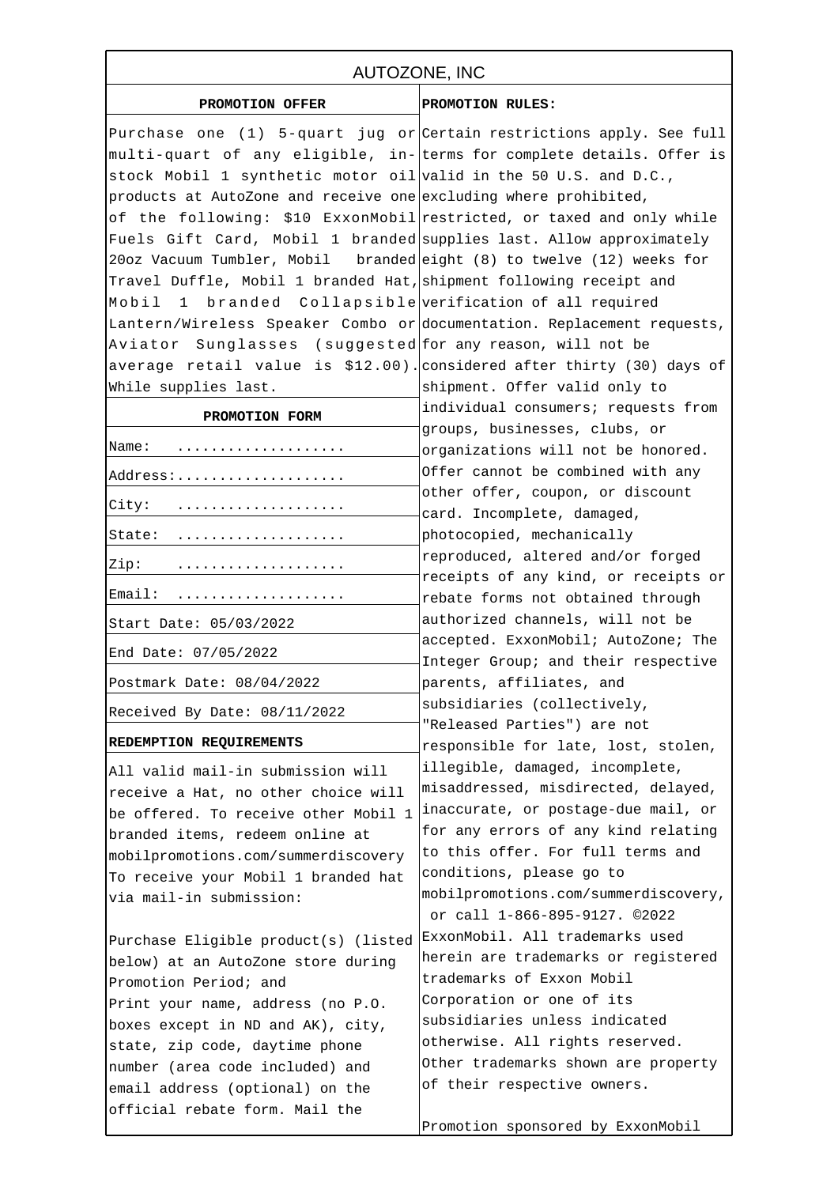# AUTOZONE, INC

## PROMOTION OFFER

Purchase one (1) 5-quart jug or multi-quart of any eligible, in-stock Mobil 1 synthetic motor oil products at AutoZone and receive one of the following: $10 ExxonMobil Fuels Gift Card, Mobil 1 branded 20oz Vacuum Tumbler, Mobil branded Travel Duffle, Mobil 1 branded Hat, Mobil 1 branded Collapsible Lantern/Wireless Speaker Combo or Aviator Sunglasses (suggested average retail value is $12.00). While supplies last.

## PROMOTION FORM

| | |
|---|---|
| Name: | .................... |
| Address: | .................... |
| City: | .................... |
| State: | .................... |
| Zip: | .................... |
| Email: | .................... |

Start Date: 05/03/2022

End Date: 07/05/2022

Postmark Date: 08/04/2022

Received By Date: 08/11/2022

## REDEMPTION REQUIREMENTS

All valid mail-in submission will receive a Hat, no other choice will be offered. To receive other Mobil 1 branded items, redeem online at mobilpromotions.com/summerdiscovery To receive your Mobil 1 branded hat via mail-in submission:

Purchase Eligible product(s) (listed below) at an AutoZone store during Promotion Period; and

Print your name, address (no P.O. boxes except in ND and AK), city, state, zip code, daytime phone number (area code included) and email address (optional) on the official rebate form. Mail the

## PROMOTION RULES:

Certain restrictions apply. See full terms for complete details. Offer is valid in the 50 U.S. and D.C., excluding where prohibited, restricted, or taxed and only while supplies last. Allow approximately eight (8) to twelve (12) weeks for shipment following receipt and verification of all required documentation. Replacement requests, for any reason, will not be considered after thirty (30) days of shipment. Offer valid only to individual consumers; requests from groups, businesses, clubs, or organizations will not be honored. Offer cannot be combined with any other offer, coupon, or discount card. Incomplete, damaged, photocopied, mechanically reproduced, altered and/or forged receipts of any kind, or receipts or rebate forms not obtained through authorized channels, will not be accepted. ExxonMobil; AutoZone; The Integer Group; and their respective parents, affiliates, and subsidiaries (collectively, "Released Parties") are not responsible for late, lost, stolen, illegible, damaged, incomplete, misaddressed, misdirected, delayed, inaccurate, or postage-due mail, or for any errors of any kind relating to this offer. For full terms and conditions, please go to mobilpromotions.com/summerdiscovery, or call 1-866-895-9127. ©2022 ExxonMobil. All trademarks used herein are trademarks or registered trademarks of Exxon Mobil Corporation or one of its subsidiaries unless indicated otherwise. All rights reserved. Other trademarks shown are property of their respective owners.

Promotion sponsored by ExxonMobil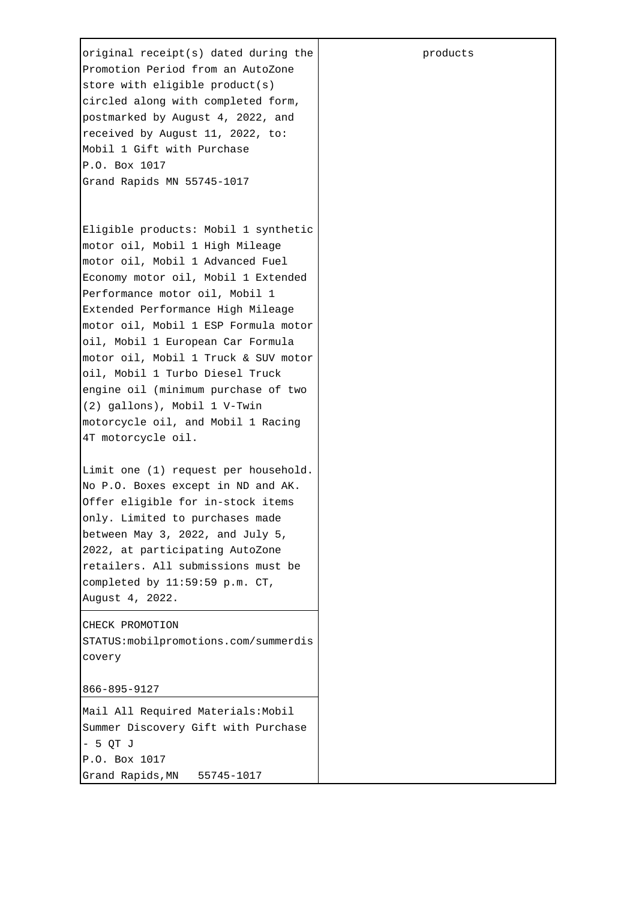| | |
|---|---|
| original receipt(s) dated during the Promotion Period from an AutoZone store with eligible product(s) circled along with completed form, postmarked by August 4, 2022, and received by August 11, 2022, to:<br>Mobil 1 Gift with Purchase<br>P.O. Box 1017<br>Grand Rapids MN 55745-1017<br><br>Eligible products: Mobil 1 synthetic motor oil, Mobil 1 High Mileage motor oil, Mobil 1 Advanced Fuel Economy motor oil, Mobil 1 Extended Performance motor oil, Mobil 1 Extended Performance High Mileage motor oil, Mobil 1 ESP Formula motor oil, Mobil 1 European Car Formula motor oil, Mobil 1 Truck & SUV motor oil, Mobil 1 Turbo Diesel Truck engine oil (minimum purchase of two (2) gallons), Mobil 1 V-Twin motorcycle oil, and Mobil 1 Racing 4T motorcycle oil.<br><br>Limit one (1) request per household. No P.O. Boxes except in ND and AK. Offer eligible for in-stock items only. Limited to purchases made between May 3, 2022, and July 5, 2022, at participating AutoZone retailers. All submissions must be completed by 11:59:59 p.m. CT, August 4, 2022. | products |
| CHECK PROMOTION STATUS:mobilpromotions.com/summerdiscovery<br><br>866-895-9127 | |
| Mail All Required Materials:Mobil Summer Discovery Gift with Purchase - 5 QT J<br>P.O. Box 1017<br>Grand Rapids,MN 55745-1017 | |